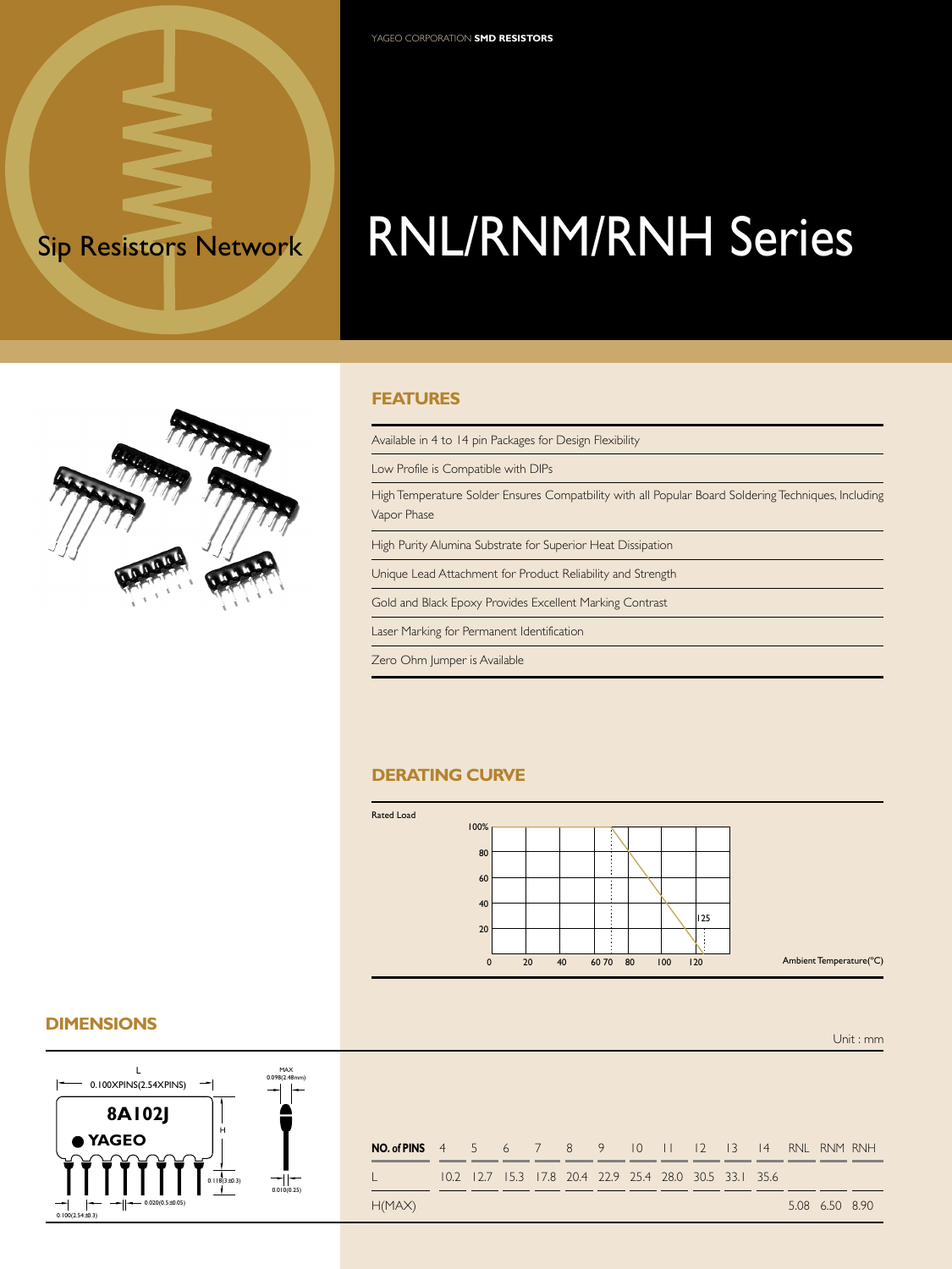# Sip Resistors Network

# RNL/RNM/RNH Series

## FEATURES

- Available in 4 to 14 pin Packages for Design Flexibility
- Low Profile is Compatible with DIPs
- High Temperature Solder Ensures Compatbility with all Popular Board Soldering Techniques, Including Vapor Phase
- High Purity Alumina Substrate for Superior Heat Dissipation
- Unique Lead Attachment for Product Reliability and Strength
- Gold and Black Epoxy Provides Excellent Marking Contrast
- Laser Marking for Permanent Identification
- Zero Ohm Jumper is Available

## DERATING CURVE

Rated Load

100%, 80, 60, 40, 20

0, 20, 40, 60, 70, 80, 100, 120, 125

Ambient Temperature(°C)

## DIMENSIONS

L

0.100XPINS(2.54XPINS)

8A102J

YAGEO

H

0.118(3±0.3)

0.020(0.5±0.05)

0.100(2.54±0.3)

MAX 0.098(2.48mm)

0.010(0.25)

Unit : mm

| NO. of PINS | 4 | 5 | 6 | 7 | 8 | 9 | 10 | 11 | 12 | 13 | 14 | RNL | RNM | RNH |
|---|---|---|---|---|---|---|---|---|---|---|---|---|---|---|
| L | 10.2 | 12.7 | 15.3 | 17.8 | 20.4 | 22.9 | 25.4 | 28.0 | 30.5 | 33.1 | 35.6 | | | |
| H(MAX) | | | | | | | | | | | | 5.08 | 6.50 | 8.90 |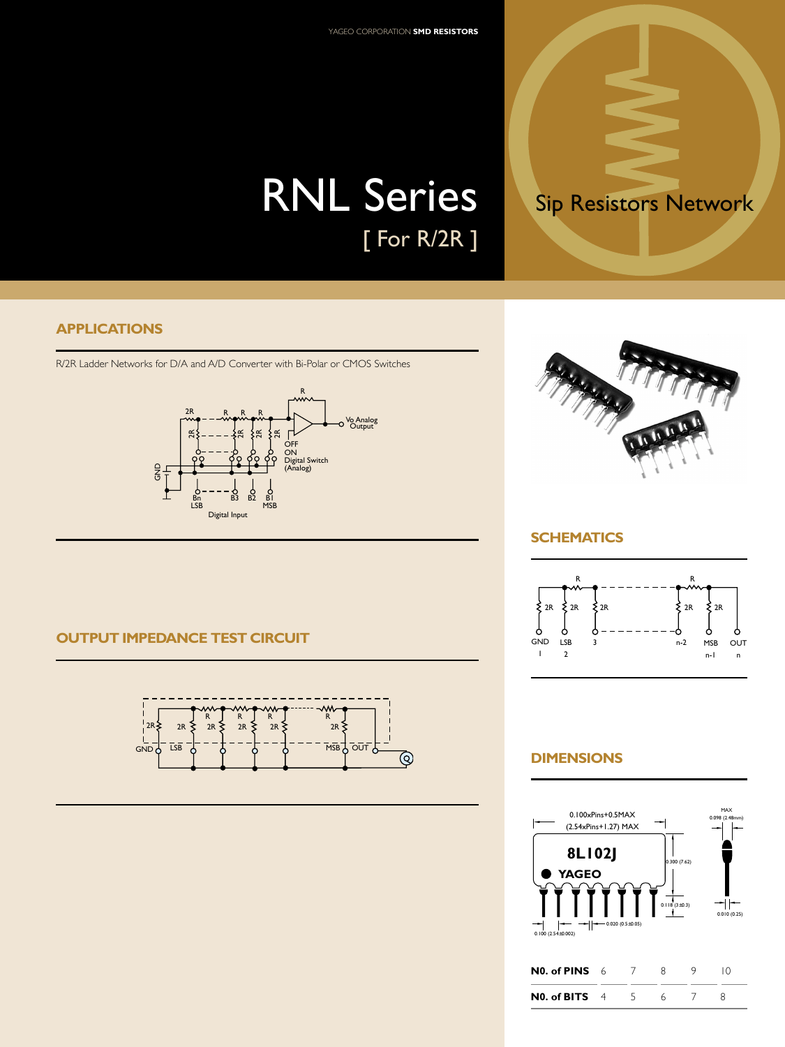# RNL Series

[ For R/2R ]

Sip Resistors Network

## APPLICATIONS

R/2R Ladder Networks for D/A and A/D Converter with Bi-Polar or CMOS Switches

## OUTPUT IMPEDANCE TEST CIRCUIT

## SCHEMATICS

## DIMENSIONS

0.100xPins+0.5MAX (2.54xPins+1.27) MAX

MAX 0.098 (2.48mm)

0.300 (7.62)

0.118 (3±0.3)

0.020 (0.5±0.05)

0.100 (2.54±0.002)

0.010 (0.25)

| N0. of PINS | 6 | 7 | 8 | 9 | 10 |
|---|---|---|---|---|---|
| N0. of BITS | 4 | 5 | 6 | 7 | 8 |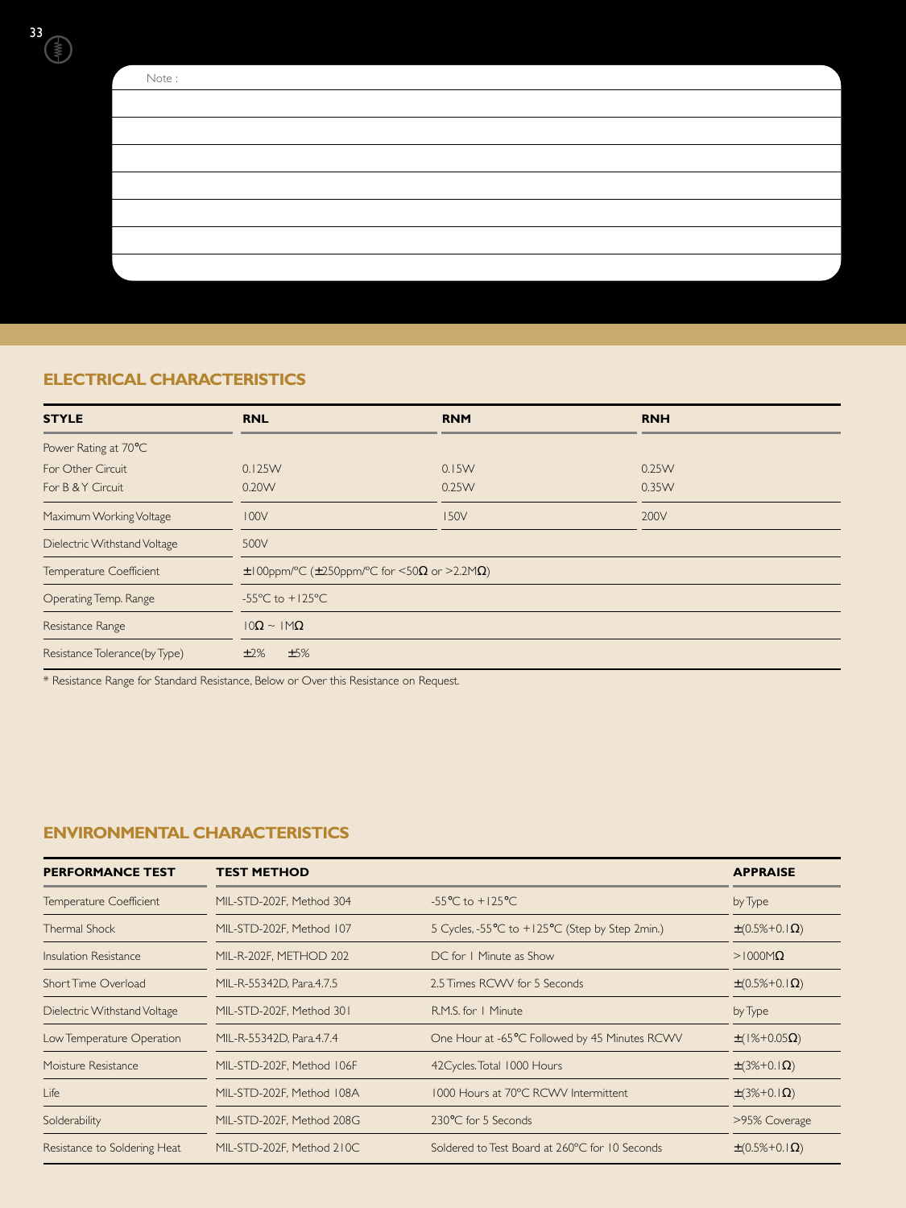Note :

## ELECTRICAL CHARACTERISTICS

| STYLE | RNL | RNM | RNH |
|---|---|---|---|
| Power Rating at 70°C | | | |
| For Other Circuit | 0.125W | 0.15W | 0.25W |
| For B & Y Circuit | 0.20W | 0.25W | 0.35W |
| Maximum Working Voltage | 100V | 150V | 200V |
| Dielectric Withstand Voltage | 500V | | |
| Temperature Coefficient | ±100ppm/°C (±250ppm/°C for <50Ω or >2.2MΩ) | | |
| Operating Temp. Range | -55°C to +125°C | | |
| Resistance Range | 10Ω ~ 1MΩ | | |
| Resistance Tolerance(by Type) | ±2% ±5% | | |

* Resistance Range for Standard Resistance, Below or Over this Resistance on Request.

## ENVIRONMENTAL CHARACTERISTICS

| PERFORMANCE TEST | TEST METHOD | | APPRAISE |
|---|---|---|---|
| Temperature Coefficient | MIL-STD-202F, Method 304 | -55°C to +125°C | by Type |
| Thermal Shock | MIL-STD-202F, Method 107 | 5 Cycles, -55°C to +125°C (Step by Step 2min.) | ±(0.5%+0.1Ω) |
| Insulation Resistance | MIL-R-202F, METHOD 202 | DC for 1 Minute as Show | >1000MΩ |
| Short Time Overload | MIL-R-55342D, Para.4.7.5 | 2.5 Times RCWV for 5 Seconds | ±(0.5%+0.1Ω) |
| Dielectric Withstand Voltage | MIL-STD-202F, Method 301 | R.M.S. for 1 Minute | by Type |
| Low Temperature Operation | MIL-R-55342D, Para.4.7.4 | One Hour at -65°C Followed by 45 Minutes RCWV | ±(1%+0.05Ω) |
| Moisture Resistance | MIL-STD-202F, Method 106F | 42Cycles. Total 1000 Hours | ±(3%+0.1Ω) |
| Life | MIL-STD-202F, Method 108A | 1000 Hours at 70°C RCWV Intermittent | ±(3%+0.1Ω) |
| Solderability | MIL-STD-202F, Method 208G | 230°C for 5 Seconds | >95% Coverage |
| Resistance to Soldering Heat | MIL-STD-202F, Method 210C | Soldered to Test Board at 260°C for 10 Seconds | ±(0.5%+0.1Ω) |